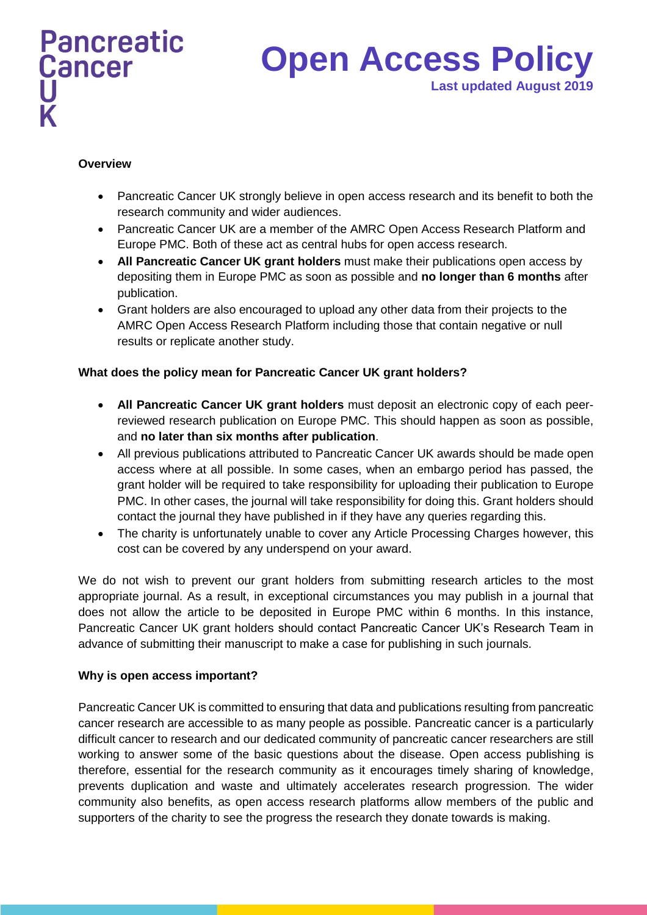Pancreatic Cancer UK

# Open Access Policy

**Last updated August 2019**

**Overview**

- Pancreatic Cancer UK strongly believe in open access research and its benefit to both the research community and wider audiences.
- Pancreatic Cancer UK are a member of the AMRC Open Access Research Platform and Europe PMC. Both of these act as central hubs for open access research.
- **All Pancreatic Cancer UK grant holders** must make their publications open access by depositing them in Europe PMC as soon as possible and **no longer than 6 months** after publication.
- Grant holders are also encouraged to upload any other data from their projects to the AMRC Open Access Research Platform including those that contain negative or null results or replicate another study.

**What does the policy mean for Pancreatic Cancer UK grant holders?**

- **All Pancreatic Cancer UK grant holders** must deposit an electronic copy of each peer-reviewed research publication on Europe PMC. This should happen as soon as possible, and **no later than six months after publication**.
- All previous publications attributed to Pancreatic Cancer UK awards should be made open access where at all possible. In some cases, when an embargo period has passed, the grant holder will be required to take responsibility for uploading their publication to Europe PMC. In other cases, the journal will take responsibility for doing this. Grant holders should contact the journal they have published in if they have any queries regarding this.
- The charity is unfortunately unable to cover any Article Processing Charges however, this cost can be covered by any underspend on your award.

We do not wish to prevent our grant holders from submitting research articles to the most appropriate journal. As a result, in exceptional circumstances you may publish in a journal that does not allow the article to be deposited in Europe PMC within 6 months. In this instance, Pancreatic Cancer UK grant holders should contact Pancreatic Cancer UK's Research Team in advance of submitting their manuscript to make a case for publishing in such journals.

**Why is open access important?**

Pancreatic Cancer UK is committed to ensuring that data and publications resulting from pancreatic cancer research are accessible to as many people as possible. Pancreatic cancer is a particularly difficult cancer to research and our dedicated community of pancreatic cancer researchers are still working to answer some of the basic questions about the disease. Open access publishing is therefore, essential for the research community as it encourages timely sharing of knowledge, prevents duplication and waste and ultimately accelerates research progression. The wider community also benefits, as open access research platforms allow members of the public and supporters of the charity to see the progress the research they donate towards is making.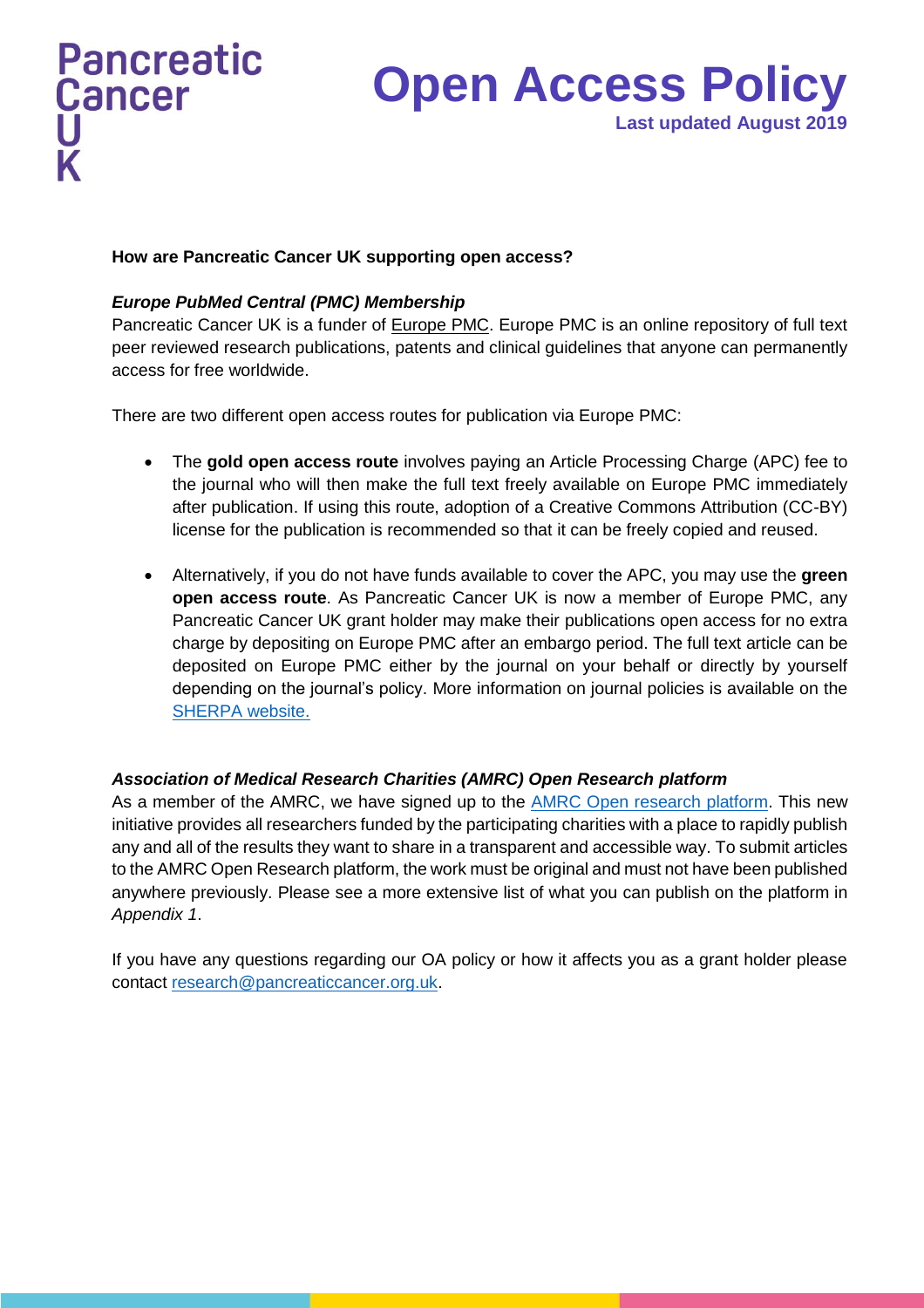**How are Pancreatic Cancer UK supporting open access?**

***Europe PubMed Central (PMC) Membership***

Pancreatic Cancer UK is a funder of Europe PMC. Europe PMC is an online repository of full text peer reviewed research publications, patents and clinical guidelines that anyone can permanently access for free worldwide.

There are two different open access routes for publication via Europe PMC:

- The **gold open access route** involves paying an Article Processing Charge (APC) fee to the journal who will then make the full text freely available on Europe PMC immediately after publication. If using this route, adoption of a Creative Commons Attribution (CC-BY) license for the publication is recommended so that it can be freely copied and reused.

- Alternatively, if you do not have funds available to cover the APC, you may use the **green open access route**. As Pancreatic Cancer UK is now a member of Europe PMC, any Pancreatic Cancer UK grant holder may make their publications open access for no extra charge by depositing on Europe PMC after an embargo period. The full text article can be deposited on Europe PMC either by the journal on your behalf or directly by yourself depending on the journal's policy. More information on journal policies is available on the SHERPA website.

***Association of Medical Research Charities (AMRC) Open Research platform***

As a member of the AMRC, we have signed up to the AMRC Open research platform. This new initiative provides all researchers funded by the participating charities with a place to rapidly publish any and all of the results they want to share in a transparent and accessible way. To submit articles to the AMRC Open Research platform, the work must be original and must not have been published anywhere previously. Please see a more extensive list of what you can publish on the platform in *Appendix 1*.

If you have any questions regarding our OA policy or how it affects you as a grant holder please contact research@pancreaticcancer.org.uk.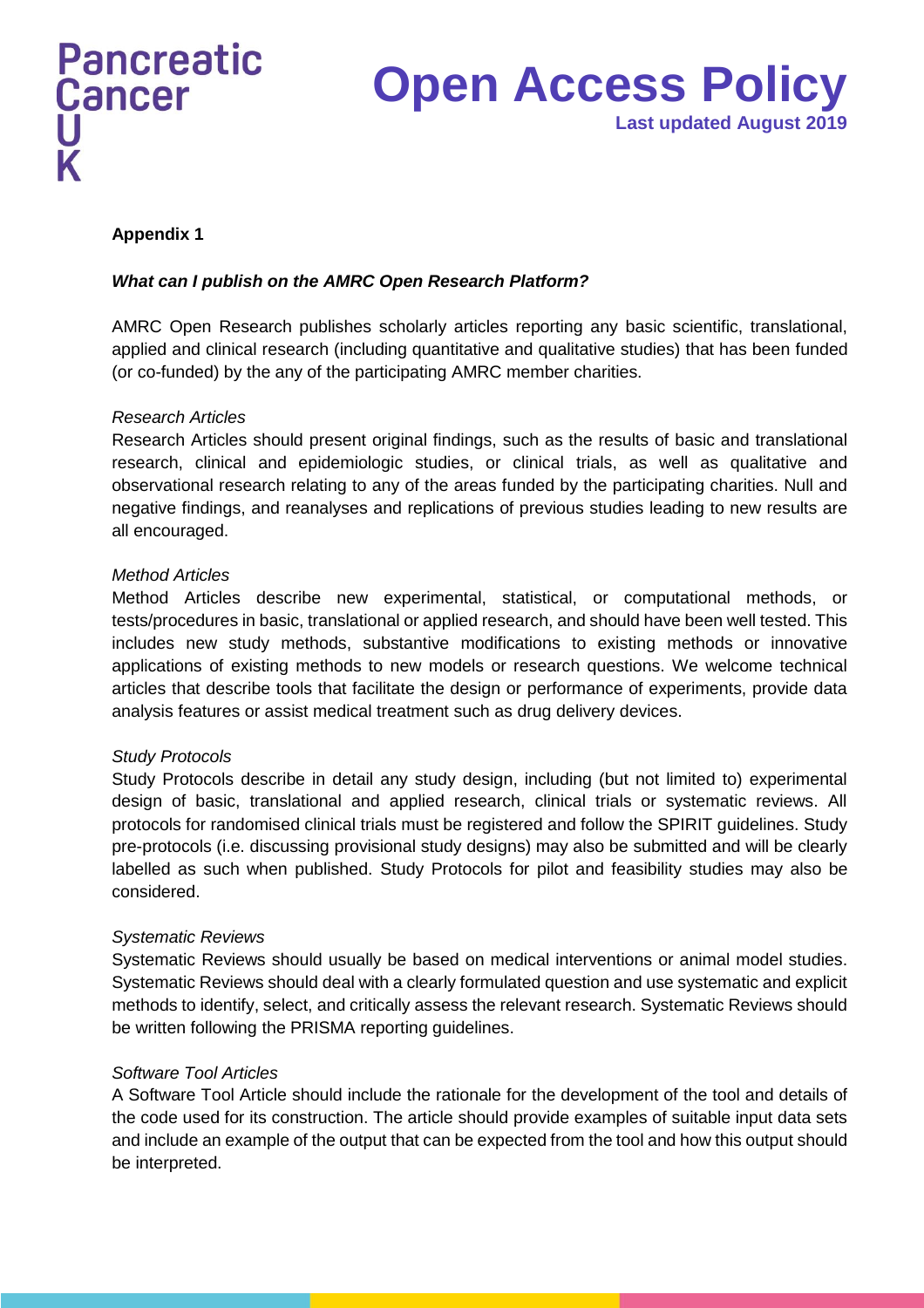## Appendix 1

### *What can I publish on the AMRC Open Research Platform?*

AMRC Open Research publishes scholarly articles reporting any basic scientific, translational, applied and clinical research (including quantitative and qualitative studies) that has been funded (or co-funded) by the any of the participating AMRC member charities.

*Research Articles*

Research Articles should present original findings, such as the results of basic and translational research, clinical and epidemiologic studies, or clinical trials, as well as qualitative and observational research relating to any of the areas funded by the participating charities. Null and negative findings, and reanalyses and replications of previous studies leading to new results are all encouraged.

*Method Articles*

Method Articles describe new experimental, statistical, or computational methods, or tests/procedures in basic, translational or applied research, and should have been well tested. This includes new study methods, substantive modifications to existing methods or innovative applications of existing methods to new models or research questions. We welcome technical articles that describe tools that facilitate the design or performance of experiments, provide data analysis features or assist medical treatment such as drug delivery devices.

*Study Protocols*

Study Protocols describe in detail any study design, including (but not limited to) experimental design of basic, translational and applied research, clinical trials or systematic reviews. All protocols for randomised clinical trials must be registered and follow the SPIRIT guidelines. Study pre-protocols (i.e. discussing provisional study designs) may also be submitted and will be clearly labelled as such when published. Study Protocols for pilot and feasibility studies may also be considered.

*Systematic Reviews*

Systematic Reviews should usually be based on medical interventions or animal model studies. Systematic Reviews should deal with a clearly formulated question and use systematic and explicit methods to identify, select, and critically assess the relevant research. Systematic Reviews should be written following the PRISMA reporting guidelines.

*Software Tool Articles*

A Software Tool Article should include the rationale for the development of the tool and details of the code used for its construction. The article should provide examples of suitable input data sets and include an example of the output that can be expected from the tool and how this output should be interpreted.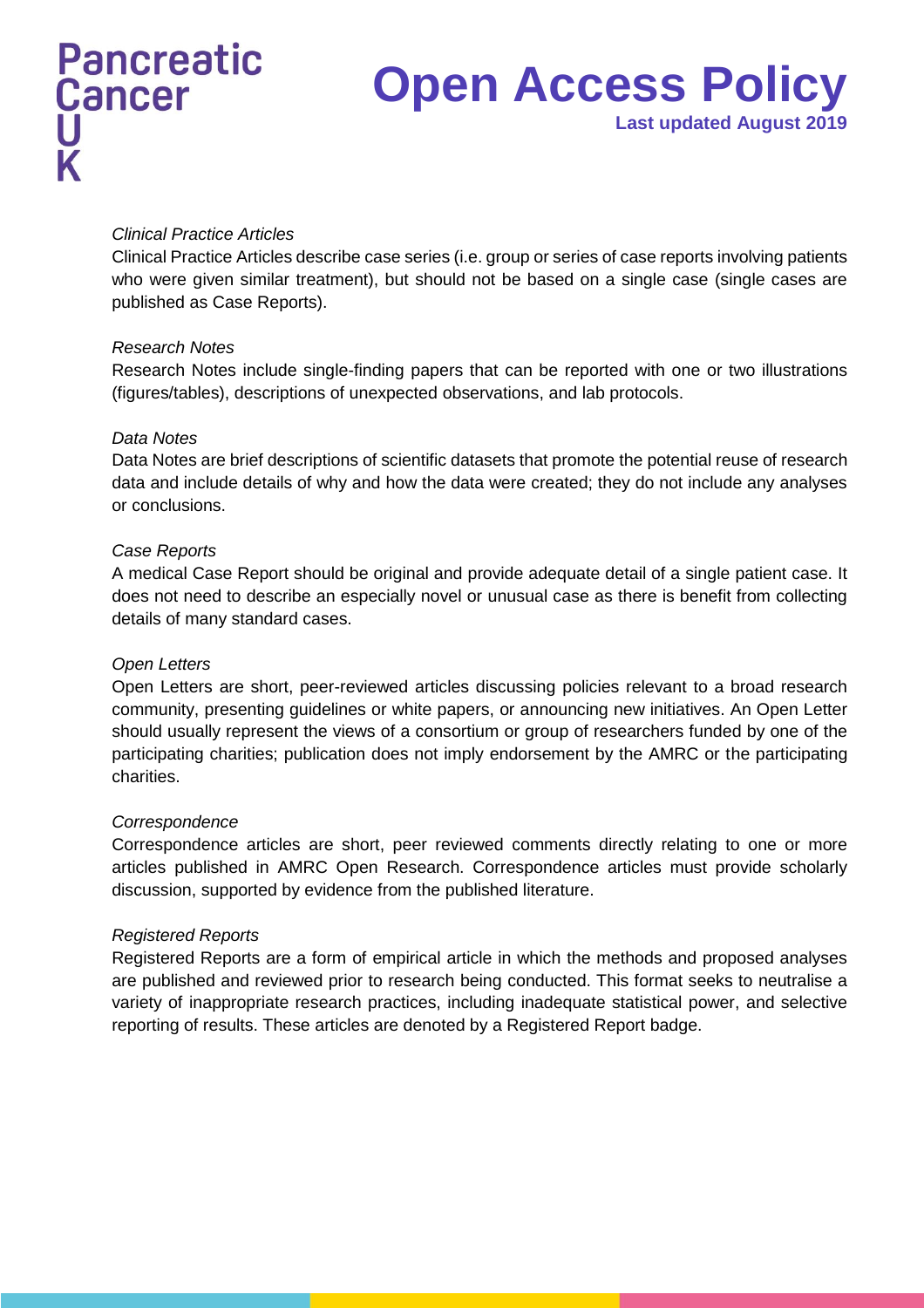*Clinical Practice Articles*

Clinical Practice Articles describe case series (i.e. group or series of case reports involving patients who were given similar treatment), but should not be based on a single case (single cases are published as Case Reports).

*Research Notes*

Research Notes include single-finding papers that can be reported with one or two illustrations (figures/tables), descriptions of unexpected observations, and lab protocols.

*Data Notes*

Data Notes are brief descriptions of scientific datasets that promote the potential reuse of research data and include details of why and how the data were created; they do not include any analyses or conclusions.

*Case Reports*

A medical Case Report should be original and provide adequate detail of a single patient case. It does not need to describe an especially novel or unusual case as there is benefit from collecting details of many standard cases.

*Open Letters*

Open Letters are short, peer-reviewed articles discussing policies relevant to a broad research community, presenting guidelines or white papers, or announcing new initiatives. An Open Letter should usually represent the views of a consortium or group of researchers funded by one of the participating charities; publication does not imply endorsement by the AMRC or the participating charities.

*Correspondence*

Correspondence articles are short, peer reviewed comments directly relating to one or more articles published in AMRC Open Research. Correspondence articles must provide scholarly discussion, supported by evidence from the published literature.

*Registered Reports*

Registered Reports are a form of empirical article in which the methods and proposed analyses are published and reviewed prior to research being conducted. This format seeks to neutralise a variety of inappropriate research practices, including inadequate statistical power, and selective reporting of results. These articles are denoted by a Registered Report badge.